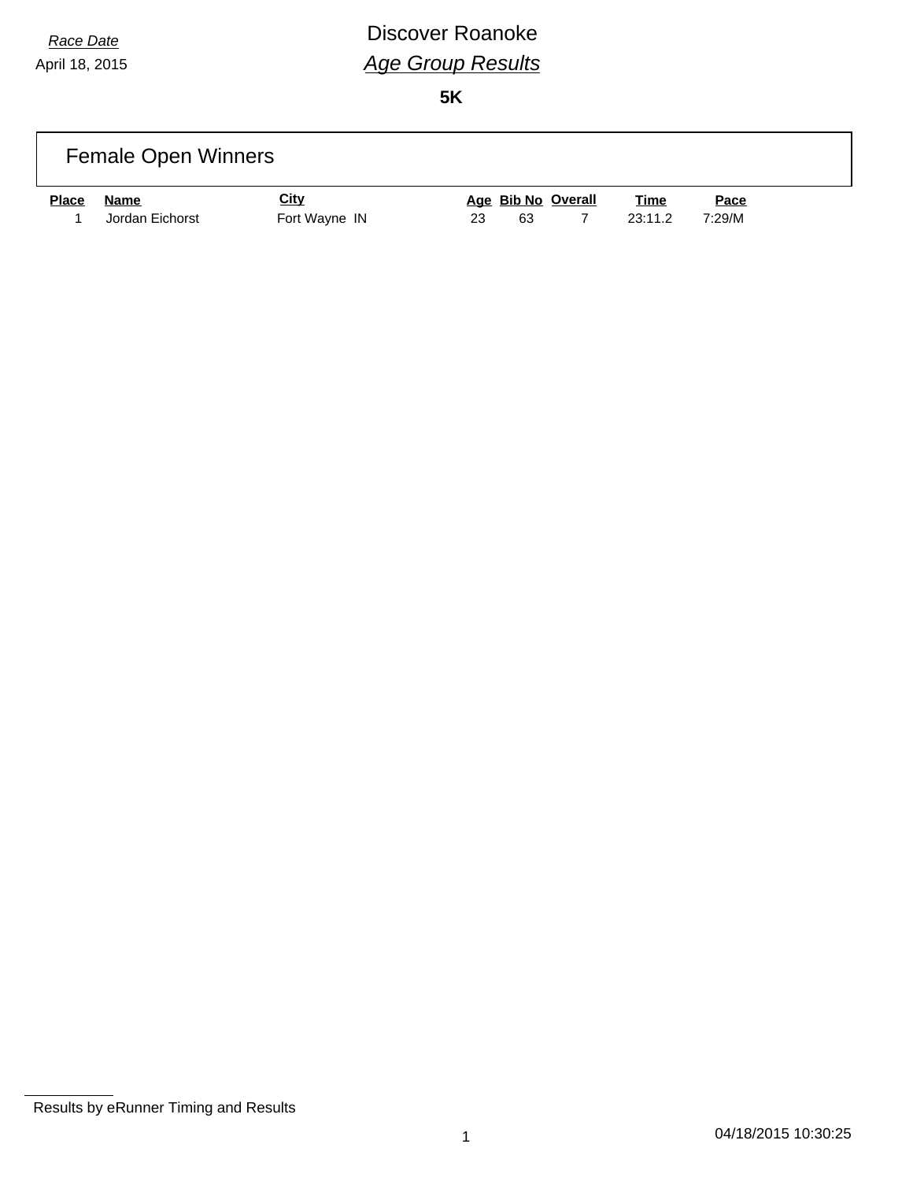*Race Date*
April 18, 2015

# Discover Roanoke

## *Age Group Results*

**5K**

### Female Open Winners

| Place | Name | City | Age | Bib No | Overall | Time | Pace |
|---|---|---|---|---|---|---|---|
| 1 | Jordan Eichorst | Fort Wayne IN | 23 | 63 | 7 | 23:11.2 | 7:29/M |

Results by eRunner Timing and Results

04/18/2015 10:30:25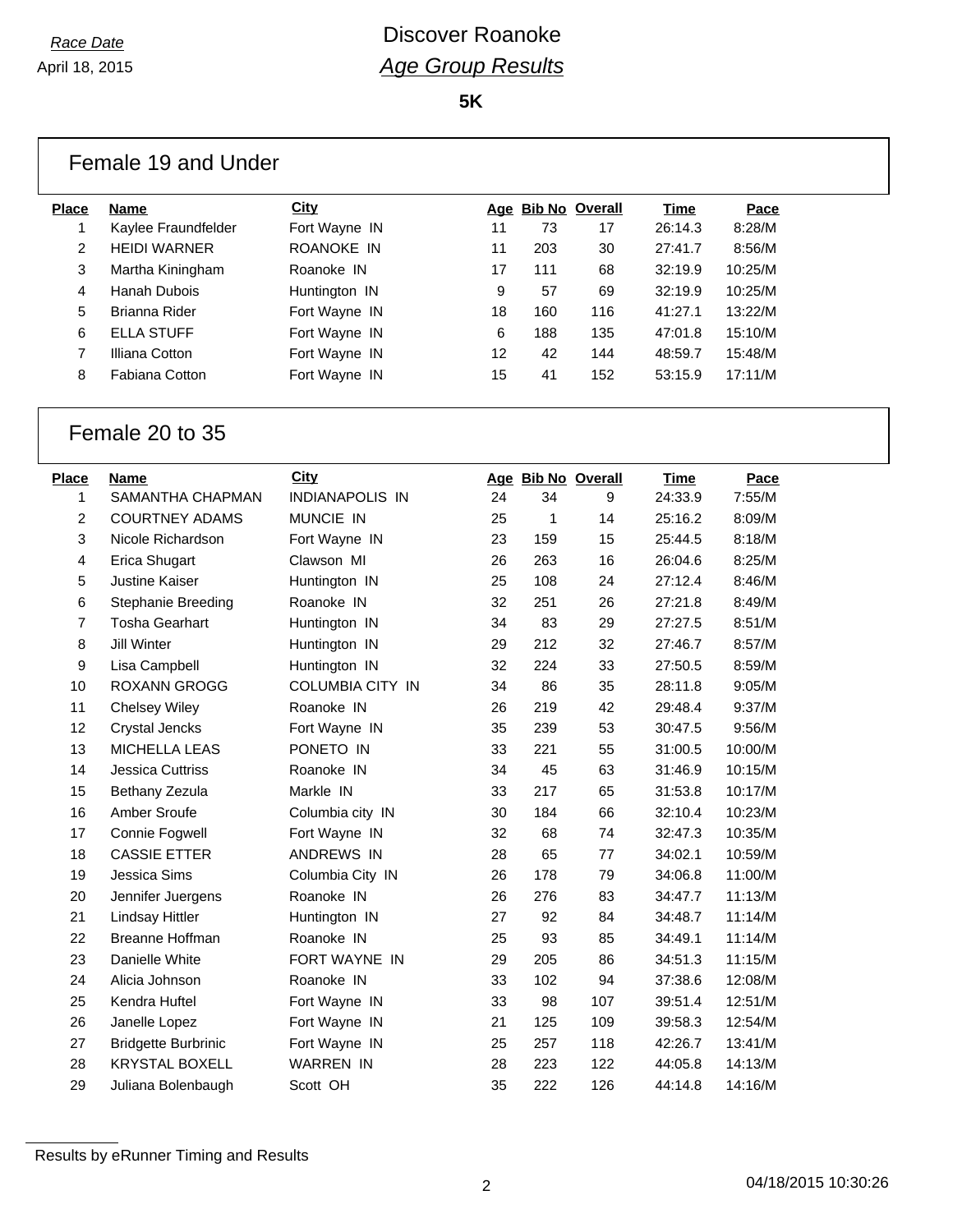*Race Date*

April 18, 2015

# Discover Roanoke

## *Age Group Results*

**5K**

### Female 19 and Under

| Place | Name | City | Age | Bib No | Overall | Time | Pace |
|---|---|---|---|---|---|---|---|
| 1 | Kaylee Fraundfelder | Fort Wayne IN | 11 | 73 | 17 | 26:14.3 | 8:28/M |
| 2 | HEIDI WARNER | ROANOKE IN | 11 | 203 | 30 | 27:41.7 | 8:56/M |
| 3 | Martha Kiningham | Roanoke IN | 17 | 111 | 68 | 32:19.9 | 10:25/M |
| 4 | Hanah Dubois | Huntington IN | 9 | 57 | 69 | 32:19.9 | 10:25/M |
| 5 | Brianna Rider | Fort Wayne IN | 18 | 160 | 116 | 41:27.1 | 13:22/M |
| 6 | ELLA STUFF | Fort Wayne IN | 6 | 188 | 135 | 47:01.8 | 15:10/M |
| 7 | Illiana Cotton | Fort Wayne IN | 12 | 42 | 144 | 48:59.7 | 15:48/M |
| 8 | Fabiana Cotton | Fort Wayne IN | 15 | 41 | 152 | 53:15.9 | 17:11/M |

### Female 20 to 35

| Place | Name | City | Age | Bib No | Overall | Time | Pace |
|---|---|---|---|---|---|---|---|
| 1 | SAMANTHA CHAPMAN | INDIANAPOLIS IN | 24 | 34 | 9 | 24:33.9 | 7:55/M |
| 2 | COURTNEY ADAMS | MUNCIE IN | 25 | 1 | 14 | 25:16.2 | 8:09/M |
| 3 | Nicole Richardson | Fort Wayne IN | 23 | 159 | 15 | 25:44.5 | 8:18/M |
| 4 | Erica Shugart | Clawson MI | 26 | 263 | 16 | 26:04.6 | 8:25/M |
| 5 | Justine Kaiser | Huntington IN | 25 | 108 | 24 | 27:12.4 | 8:46/M |
| 6 | Stephanie Breeding | Roanoke IN | 32 | 251 | 26 | 27:21.8 | 8:49/M |
| 7 | Tosha Gearhart | Huntington IN | 34 | 83 | 29 | 27:27.5 | 8:51/M |
| 8 | Jill Winter | Huntington IN | 29 | 212 | 32 | 27:46.7 | 8:57/M |
| 9 | Lisa Campbell | Huntington IN | 32 | 224 | 33 | 27:50.5 | 8:59/M |
| 10 | ROXANN GROGG | COLUMBIA CITY IN | 34 | 86 | 35 | 28:11.8 | 9:05/M |
| 11 | Chelsey Wiley | Roanoke IN | 26 | 219 | 42 | 29:48.4 | 9:37/M |
| 12 | Crystal Jencks | Fort Wayne IN | 35 | 239 | 53 | 30:47.5 | 9:56/M |
| 13 | MICHELLA LEAS | PONETO IN | 33 | 221 | 55 | 31:00.5 | 10:00/M |
| 14 | Jessica Cuttriss | Roanoke IN | 34 | 45 | 63 | 31:46.9 | 10:15/M |
| 15 | Bethany Zezula | Markle IN | 33 | 217 | 65 | 31:53.8 | 10:17/M |
| 16 | Amber Sroufe | Columbia city IN | 30 | 184 | 66 | 32:10.4 | 10:23/M |
| 17 | Connie Fogwell | Fort Wayne IN | 32 | 68 | 74 | 32:47.3 | 10:35/M |
| 18 | CASSIE ETTER | ANDREWS IN | 28 | 65 | 77 | 34:02.1 | 10:59/M |
| 19 | Jessica Sims | Columbia City IN | 26 | 178 | 79 | 34:06.8 | 11:00/M |
| 20 | Jennifer Juergens | Roanoke IN | 26 | 276 | 83 | 34:47.7 | 11:13/M |
| 21 | Lindsay Hittler | Huntington IN | 27 | 92 | 84 | 34:48.7 | 11:14/M |
| 22 | Breanne Hoffman | Roanoke IN | 25 | 93 | 85 | 34:49.1 | 11:14/M |
| 23 | Danielle White | FORT WAYNE IN | 29 | 205 | 86 | 34:51.3 | 11:15/M |
| 24 | Alicia Johnson | Roanoke IN | 33 | 102 | 94 | 37:38.6 | 12:08/M |
| 25 | Kendra Huftel | Fort Wayne IN | 33 | 98 | 107 | 39:51.4 | 12:51/M |
| 26 | Janelle Lopez | Fort Wayne IN | 21 | 125 | 109 | 39:58.3 | 12:54/M |
| 27 | Bridgette Burbrinic | Fort Wayne IN | 25 | 257 | 118 | 42:26.7 | 13:41/M |
| 28 | KRYSTAL BOXELL | WARREN IN | 28 | 223 | 122 | 44:05.8 | 14:13/M |
| 29 | Juliana Bolenbaugh | Scott OH | 35 | 222 | 126 | 44:14.8 | 14:16/M |

Results by eRunner Timing and Results

04/18/2015 10:30:26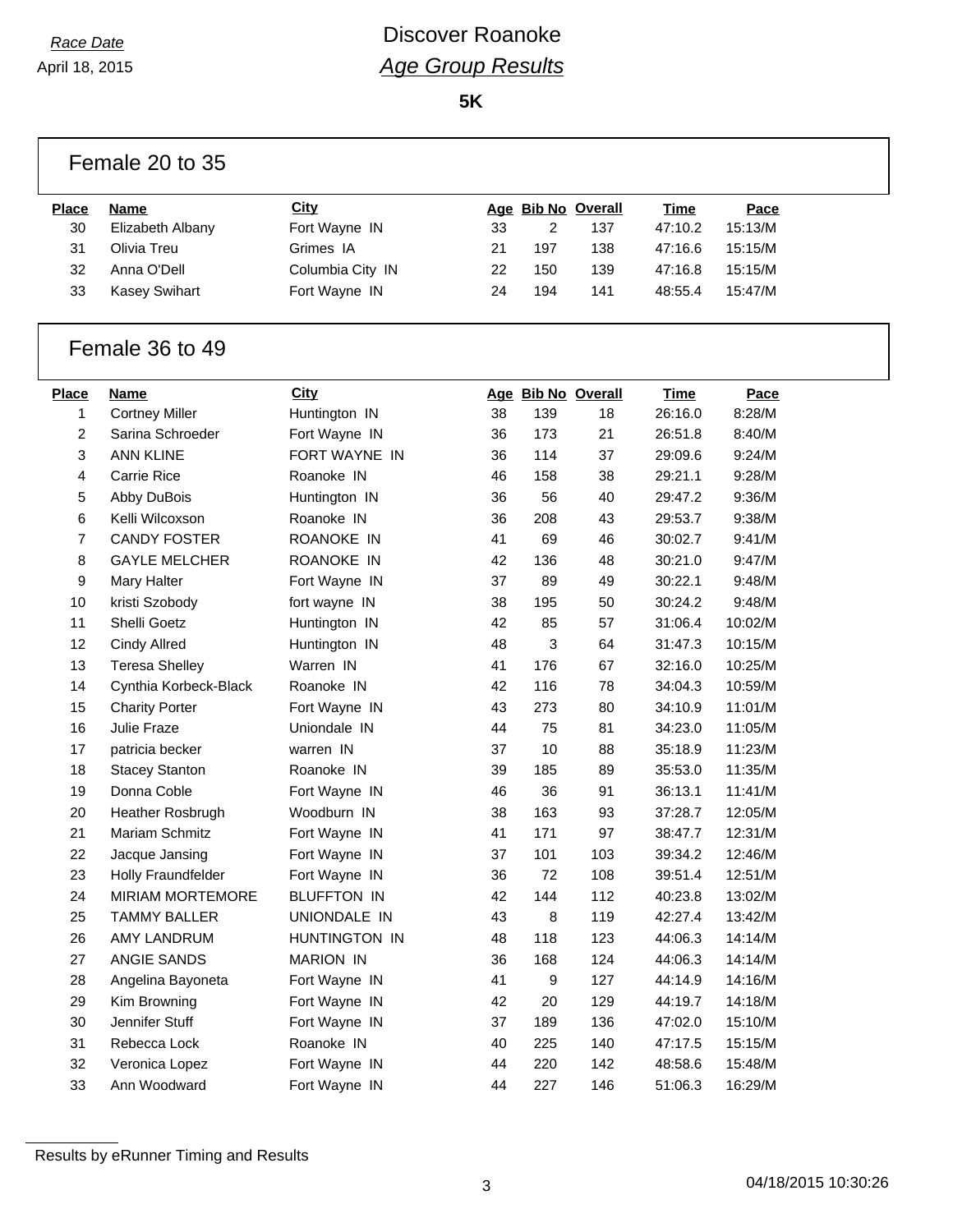Race Date

April 18, 2015

# Discover Roanoke

## *Age Group Results*

**5K**

### Female 20 to 35

| Place | Name | City | Age | Bib No | Overall | Time | Pace |
|---|---|---|---|---|---|---|---|
| 30 | Elizabeth Albany | Fort Wayne IN | 33 | 2 | 137 | 47:10.2 | 15:13/M |
| 31 | Olivia Treu | Grimes IA | 21 | 197 | 138 | 47:16.6 | 15:15/M |
| 32 | Anna O'Dell | Columbia City IN | 22 | 150 | 139 | 47:16.8 | 15:15/M |
| 33 | Kasey Swihart | Fort Wayne IN | 24 | 194 | 141 | 48:55.4 | 15:47/M |

### Female 36 to 49

| Place | Name | City | Age | Bib No | Overall | Time | Pace |
|---|---|---|---|---|---|---|---|
| 1 | Cortney Miller | Huntington IN | 38 | 139 | 18 | 26:16.0 | 8:28/M |
| 2 | Sarina Schroeder | Fort Wayne IN | 36 | 173 | 21 | 26:51.8 | 8:40/M |
| 3 | ANN KLINE | FORT WAYNE IN | 36 | 114 | 37 | 29:09.6 | 9:24/M |
| 4 | Carrie Rice | Roanoke IN | 46 | 158 | 38 | 29:21.1 | 9:28/M |
| 5 | Abby DuBois | Huntington IN | 36 | 56 | 40 | 29:47.2 | 9:36/M |
| 6 | Kelli Wilcoxson | Roanoke IN | 36 | 208 | 43 | 29:53.7 | 9:38/M |
| 7 | CANDY FOSTER | ROANOKE IN | 41 | 69 | 46 | 30:02.7 | 9:41/M |
| 8 | GAYLE MELCHER | ROANOKE IN | 42 | 136 | 48 | 30:21.0 | 9:47/M |
| 9 | Mary Halter | Fort Wayne IN | 37 | 89 | 49 | 30:22.1 | 9:48/M |
| 10 | kristi Szobody | fort wayne IN | 38 | 195 | 50 | 30:24.2 | 9:48/M |
| 11 | Shelli Goetz | Huntington IN | 42 | 85 | 57 | 31:06.4 | 10:02/M |
| 12 | Cindy Allred | Huntington IN | 48 | 3 | 64 | 31:47.3 | 10:15/M |
| 13 | Teresa Shelley | Warren IN | 41 | 176 | 67 | 32:16.0 | 10:25/M |
| 14 | Cynthia Korbeck-Black | Roanoke IN | 42 | 116 | 78 | 34:04.3 | 10:59/M |
| 15 | Charity Porter | Fort Wayne IN | 43 | 273 | 80 | 34:10.9 | 11:01/M |
| 16 | Julie Fraze | Uniondale IN | 44 | 75 | 81 | 34:23.0 | 11:05/M |
| 17 | patricia becker | warren IN | 37 | 10 | 88 | 35:18.9 | 11:23/M |
| 18 | Stacey Stanton | Roanoke IN | 39 | 185 | 89 | 35:53.0 | 11:35/M |
| 19 | Donna Coble | Fort Wayne IN | 46 | 36 | 91 | 36:13.1 | 11:41/M |
| 20 | Heather Rosbrugh | Woodburn IN | 38 | 163 | 93 | 37:28.7 | 12:05/M |
| 21 | Mariam Schmitz | Fort Wayne IN | 41 | 171 | 97 | 38:47.7 | 12:31/M |
| 22 | Jacque Jansing | Fort Wayne IN | 37 | 101 | 103 | 39:34.2 | 12:46/M |
| 23 | Holly Fraundfelder | Fort Wayne IN | 36 | 72 | 108 | 39:51.4 | 12:51/M |
| 24 | MIRIAM MORTEMORE | BLUFFTON IN | 42 | 144 | 112 | 40:23.8 | 13:02/M |
| 25 | TAMMY BALLER | UNIONDALE IN | 43 | 8 | 119 | 42:27.4 | 13:42/M |
| 26 | AMY LANDRUM | HUNTINGTON IN | 48 | 118 | 123 | 44:06.3 | 14:14/M |
| 27 | ANGIE SANDS | MARION IN | 36 | 168 | 124 | 44:06.3 | 14:14/M |
| 28 | Angelina Bayoneta | Fort Wayne IN | 41 | 9 | 127 | 44:14.9 | 14:16/M |
| 29 | Kim Browning | Fort Wayne IN | 42 | 20 | 129 | 44:19.7 | 14:18/M |
| 30 | Jennifer Stuff | Fort Wayne IN | 37 | 189 | 136 | 47:02.0 | 15:10/M |
| 31 | Rebecca Lock | Roanoke IN | 40 | 225 | 140 | 47:17.5 | 15:15/M |
| 32 | Veronica Lopez | Fort Wayne IN | 44 | 220 | 142 | 48:58.6 | 15:48/M |
| 33 | Ann Woodward | Fort Wayne IN | 44 | 227 | 146 | 51:06.3 | 16:29/M |

Results by eRunner Timing and Results

04/18/2015 10:30:26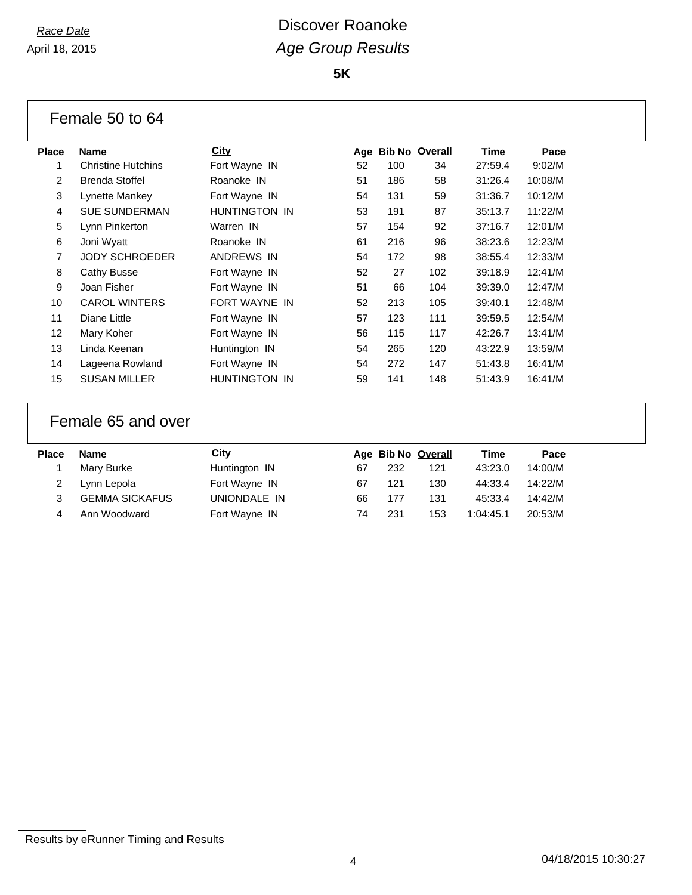*Race Date*
April 18, 2015

# Discover Roanoke
## *Age Group Results*

**5K**

### Female 50 to 64

| Place | Name | City | Age | Bib No | Overall | Time | Pace |
|---|---|---|---|---|---|---|---|
| 1 | Christine Hutchins | Fort Wayne IN | 52 | 100 | 34 | 27:59.4 | 9:02/M |
| 2 | Brenda Stoffel | Roanoke IN | 51 | 186 | 58 | 31:26.4 | 10:08/M |
| 3 | Lynette Mankey | Fort Wayne IN | 54 | 131 | 59 | 31:36.7 | 10:12/M |
| 4 | SUE SUNDERMAN | HUNTINGTON IN | 53 | 191 | 87 | 35:13.7 | 11:22/M |
| 5 | Lynn Pinkerton | Warren IN | 57 | 154 | 92 | 37:16.7 | 12:01/M |
| 6 | Joni Wyatt | Roanoke IN | 61 | 216 | 96 | 38:23.6 | 12:23/M |
| 7 | JODY SCHROEDER | ANDREWS IN | 54 | 172 | 98 | 38:55.4 | 12:33/M |
| 8 | Cathy Busse | Fort Wayne IN | 52 | 27 | 102 | 39:18.9 | 12:41/M |
| 9 | Joan Fisher | Fort Wayne IN | 51 | 66 | 104 | 39:39.0 | 12:47/M |
| 10 | CAROL WINTERS | FORT WAYNE IN | 52 | 213 | 105 | 39:40.1 | 12:48/M |
| 11 | Diane Little | Fort Wayne IN | 57 | 123 | 111 | 39:59.5 | 12:54/M |
| 12 | Mary Koher | Fort Wayne IN | 56 | 115 | 117 | 42:26.7 | 13:41/M |
| 13 | Linda Keenan | Huntington IN | 54 | 265 | 120 | 43:22.9 | 13:59/M |
| 14 | Lageena Rowland | Fort Wayne IN | 54 | 272 | 147 | 51:43.8 | 16:41/M |
| 15 | SUSAN MILLER | HUNTINGTON IN | 59 | 141 | 148 | 51:43.9 | 16:41/M |

### Female 65 and over

| Place | Name | City | Age | Bib No | Overall | Time | Pace |
|---|---|---|---|---|---|---|---|
| 1 | Mary Burke | Huntington IN | 67 | 232 | 121 | 43:23.0 | 14:00/M |
| 2 | Lynn Lepola | Fort Wayne IN | 67 | 121 | 130 | 44:33.4 | 14:22/M |
| 3 | GEMMA SICKAFUS | UNIONDALE IN | 66 | 177 | 131 | 45:33.4 | 14:42/M |
| 4 | Ann Woodward | Fort Wayne IN | 74 | 231 | 153 | 1:04:45.1 | 20:53/M |

Results by eRunner Timing and Results

04/18/2015 10:30:27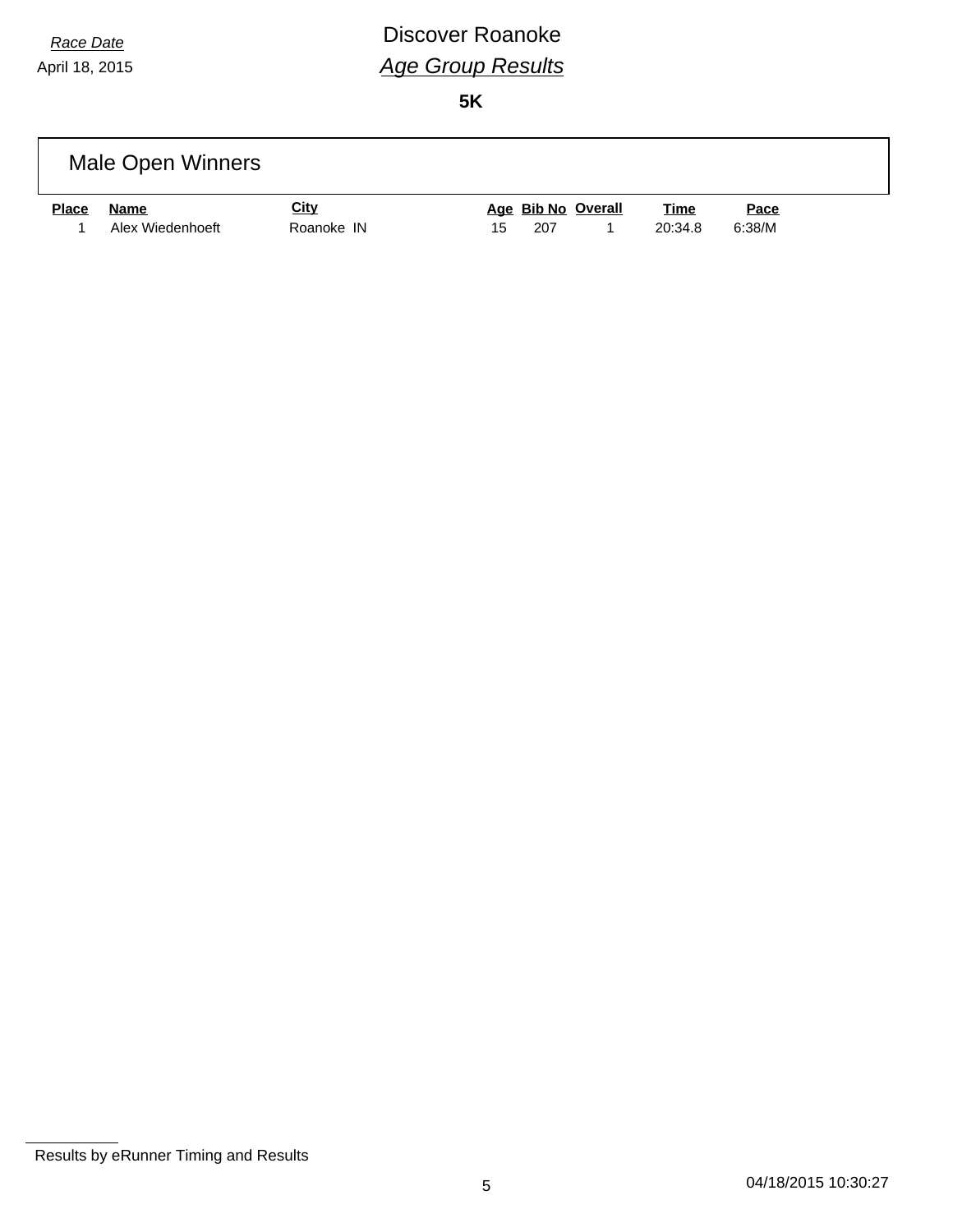*Race Date*

April 18, 2015

# Discover Roanoke

## *Age Group Results*

**5K**

### Male Open Winners

| Place | Name | City | Age | Bib No | Overall | Time | Pace |
|---|---|---|---|---|---|---|---|
| 1 | Alex Wiedenhoeft | Roanoke IN | 15 | 207 | 1 | 20:34.8 | 6:38/M |

Results by eRunner Timing and Results

04/18/2015 10:30:27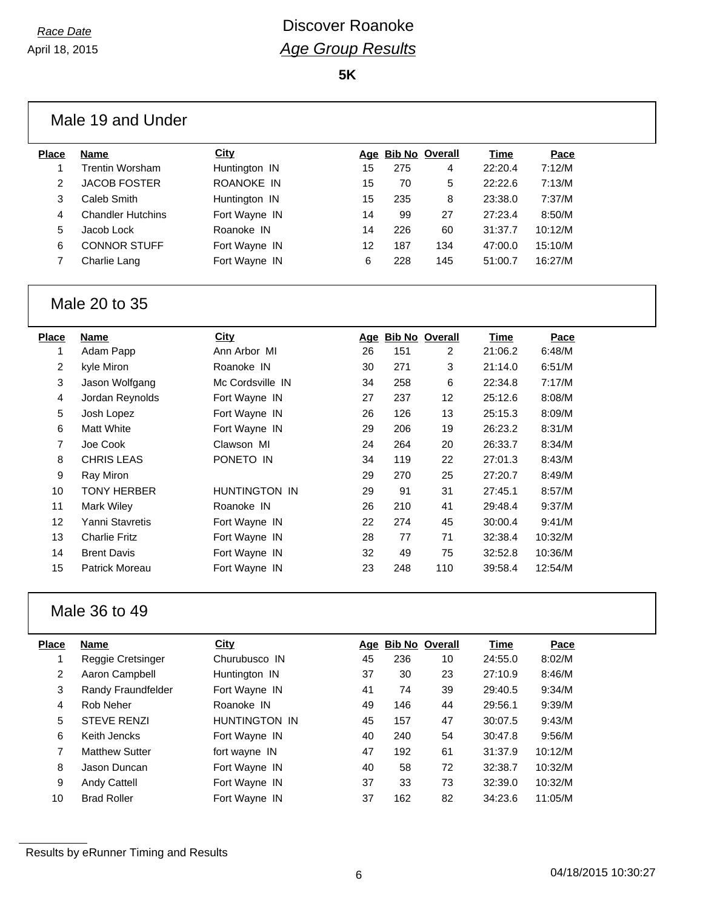*Race Date*

April 18, 2015

# Discover Roanoke

## *Age Group Results*

**5K**

### Male 19 and Under

| Place | Name | City | Age | Bib No | Overall | Time | Pace |
|---|---|---|---|---|---|---|---|
| 1 | Trentin Worsham | Huntington IN | 15 | 275 | 4 | 22:20.4 | 7:12/M |
| 2 | JACOB FOSTER | ROANOKE IN | 15 | 70 | 5 | 22:22.6 | 7:13/M |
| 3 | Caleb Smith | Huntington IN | 15 | 235 | 8 | 23:38.0 | 7:37/M |
| 4 | Chandler Hutchins | Fort Wayne IN | 14 | 99 | 27 | 27:23.4 | 8:50/M |
| 5 | Jacob Lock | Roanoke IN | 14 | 226 | 60 | 31:37.7 | 10:12/M |
| 6 | CONNOR STUFF | Fort Wayne IN | 12 | 187 | 134 | 47:00.0 | 15:10/M |
| 7 | Charlie Lang | Fort Wayne IN | 6 | 228 | 145 | 51:00.7 | 16:27/M |

### Male 20 to 35

| Place | Name | City | Age | Bib No | Overall | Time | Pace |
|---|---|---|---|---|---|---|---|
| 1 | Adam Papp | Ann Arbor MI | 26 | 151 | 2 | 21:06.2 | 6:48/M |
| 2 | kyle Miron | Roanoke IN | 30 | 271 | 3 | 21:14.0 | 6:51/M |
| 3 | Jason Wolfgang | Mc Cordsville IN | 34 | 258 | 6 | 22:34.8 | 7:17/M |
| 4 | Jordan Reynolds | Fort Wayne IN | 27 | 237 | 12 | 25:12.6 | 8:08/M |
| 5 | Josh Lopez | Fort Wayne IN | 26 | 126 | 13 | 25:15.3 | 8:09/M |
| 6 | Matt White | Fort Wayne IN | 29 | 206 | 19 | 26:23.2 | 8:31/M |
| 7 | Joe Cook | Clawson MI | 24 | 264 | 20 | 26:33.7 | 8:34/M |
| 8 | CHRIS LEAS | PONETO IN | 34 | 119 | 22 | 27:01.3 | 8:43/M |
| 9 | Ray Miron | | 29 | 270 | 25 | 27:20.7 | 8:49/M |
| 10 | TONY HERBER | HUNTINGTON IN | 29 | 91 | 31 | 27:45.1 | 8:57/M |
| 11 | Mark Wiley | Roanoke IN | 26 | 210 | 41 | 29:48.4 | 9:37/M |
| 12 | Yanni Stavretis | Fort Wayne IN | 22 | 274 | 45 | 30:00.4 | 9:41/M |
| 13 | Charlie Fritz | Fort Wayne IN | 28 | 77 | 71 | 32:38.4 | 10:32/M |
| 14 | Brent Davis | Fort Wayne IN | 32 | 49 | 75 | 32:52.8 | 10:36/M |
| 15 | Patrick Moreau | Fort Wayne IN | 23 | 248 | 110 | 39:58.4 | 12:54/M |

### Male 36 to 49

| Place | Name | City | Age | Bib No | Overall | Time | Pace |
|---|---|---|---|---|---|---|---|
| 1 | Reggie Cretsinger | Churubusco IN | 45 | 236 | 10 | 24:55.0 | 8:02/M |
| 2 | Aaron Campbell | Huntington IN | 37 | 30 | 23 | 27:10.9 | 8:46/M |
| 3 | Randy Fraundfelder | Fort Wayne IN | 41 | 74 | 39 | 29:40.5 | 9:34/M |
| 4 | Rob Neher | Roanoke IN | 49 | 146 | 44 | 29:56.1 | 9:39/M |
| 5 | STEVE RENZI | HUNTINGTON IN | 45 | 157 | 47 | 30:07.5 | 9:43/M |
| 6 | Keith Jencks | Fort Wayne IN | 40 | 240 | 54 | 30:47.8 | 9:56/M |
| 7 | Matthew Sutter | fort wayne IN | 47 | 192 | 61 | 31:37.9 | 10:12/M |
| 8 | Jason Duncan | Fort Wayne IN | 40 | 58 | 72 | 32:38.7 | 10:32/M |
| 9 | Andy Cattell | Fort Wayne IN | 37 | 33 | 73 | 32:39.0 | 10:32/M |
| 10 | Brad Roller | Fort Wayne IN | 37 | 162 | 82 | 34:23.6 | 11:05/M |

Results by eRunner Timing and Results

04/18/2015 10:30:27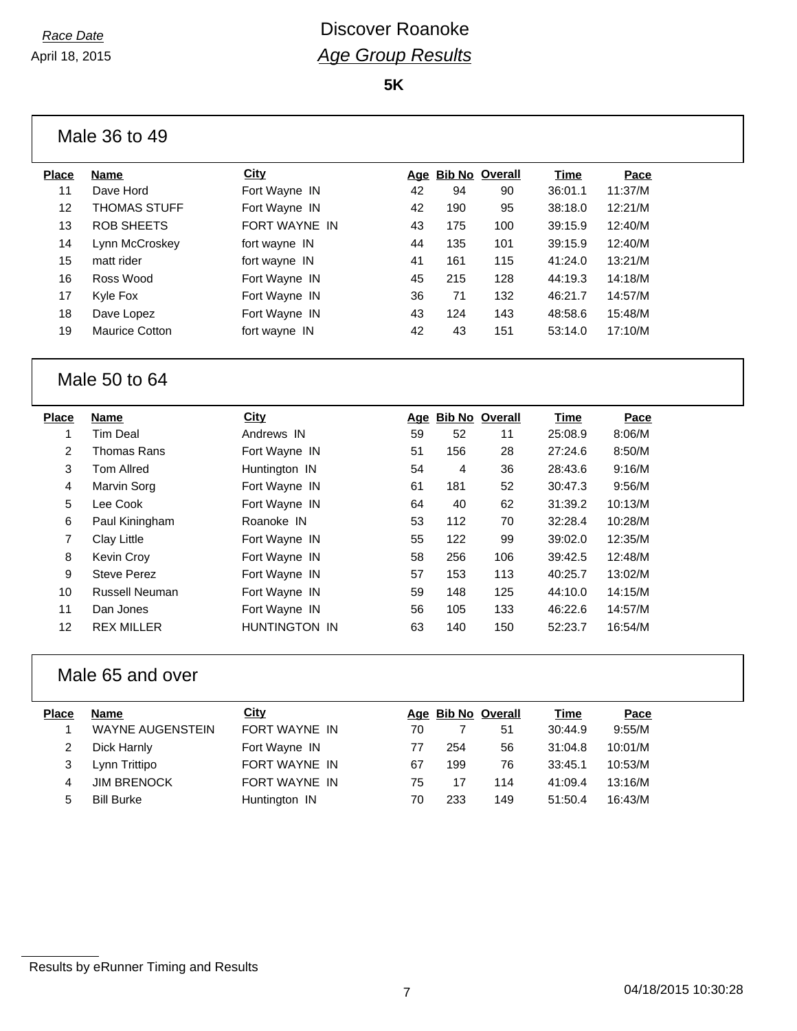*Race Date*
April 18, 2015

# Discover Roanoke
## *Age Group Results*

**5K**

### Male 36 to 49

| Place | Name | City | Age | Bib No | Overall | Time | Pace |
|---|---|---|---|---|---|---|---|
| 11 | Dave Hord | Fort Wayne IN | 42 | 94 | 90 | 36:01.1 | 11:37/M |
| 12 | THOMAS STUFF | Fort Wayne IN | 42 | 190 | 95 | 38:18.0 | 12:21/M |
| 13 | ROB SHEETS | FORT WAYNE IN | 43 | 175 | 100 | 39:15.9 | 12:40/M |
| 14 | Lynn McCroskey | fort wayne IN | 44 | 135 | 101 | 39:15.9 | 12:40/M |
| 15 | matt rider | fort wayne IN | 41 | 161 | 115 | 41:24.0 | 13:21/M |
| 16 | Ross Wood | Fort Wayne IN | 45 | 215 | 128 | 44:19.3 | 14:18/M |
| 17 | Kyle Fox | Fort Wayne IN | 36 | 71 | 132 | 46:21.7 | 14:57/M |
| 18 | Dave Lopez | Fort Wayne IN | 43 | 124 | 143 | 48:58.6 | 15:48/M |
| 19 | Maurice Cotton | fort wayne IN | 42 | 43 | 151 | 53:14.0 | 17:10/M |

### Male 50 to 64

| Place | Name | City | Age | Bib No | Overall | Time | Pace |
|---|---|---|---|---|---|---|---|
| 1 | Tim Deal | Andrews IN | 59 | 52 | 11 | 25:08.9 | 8:06/M |
| 2 | Thomas Rans | Fort Wayne IN | 51 | 156 | 28 | 27:24.6 | 8:50/M |
| 3 | Tom Allred | Huntington IN | 54 | 4 | 36 | 28:43.6 | 9:16/M |
| 4 | Marvin Sorg | Fort Wayne IN | 61 | 181 | 52 | 30:47.3 | 9:56/M |
| 5 | Lee Cook | Fort Wayne IN | 64 | 40 | 62 | 31:39.2 | 10:13/M |
| 6 | Paul Kiningham | Roanoke IN | 53 | 112 | 70 | 32:28.4 | 10:28/M |
| 7 | Clay Little | Fort Wayne IN | 55 | 122 | 99 | 39:02.0 | 12:35/M |
| 8 | Kevin Croy | Fort Wayne IN | 58 | 256 | 106 | 39:42.5 | 12:48/M |
| 9 | Steve Perez | Fort Wayne IN | 57 | 153 | 113 | 40:25.7 | 13:02/M |
| 10 | Russell Neuman | Fort Wayne IN | 59 | 148 | 125 | 44:10.0 | 14:15/M |
| 11 | Dan Jones | Fort Wayne IN | 56 | 105 | 133 | 46:22.6 | 14:57/M |
| 12 | REX MILLER | HUNTINGTON IN | 63 | 140 | 150 | 52:23.7 | 16:54/M |

### Male 65 and over

| Place | Name | City | Age | Bib No | Overall | Time | Pace |
|---|---|---|---|---|---|---|---|
| 1 | WAYNE AUGENSTEIN | FORT WAYNE IN | 70 | 7 | 51 | 30:44.9 | 9:55/M |
| 2 | Dick Harnly | Fort Wayne IN | 77 | 254 | 56 | 31:04.8 | 10:01/M |
| 3 | Lynn Trittipo | FORT WAYNE IN | 67 | 199 | 76 | 33:45.1 | 10:53/M |
| 4 | JIM BRENOCK | FORT WAYNE IN | 75 | 17 | 114 | 41:09.4 | 13:16/M |
| 5 | Bill Burke | Huntington IN | 70 | 233 | 149 | 51:50.4 | 16:43/M |

Results by eRunner Timing and Results

04/18/2015 10:30:28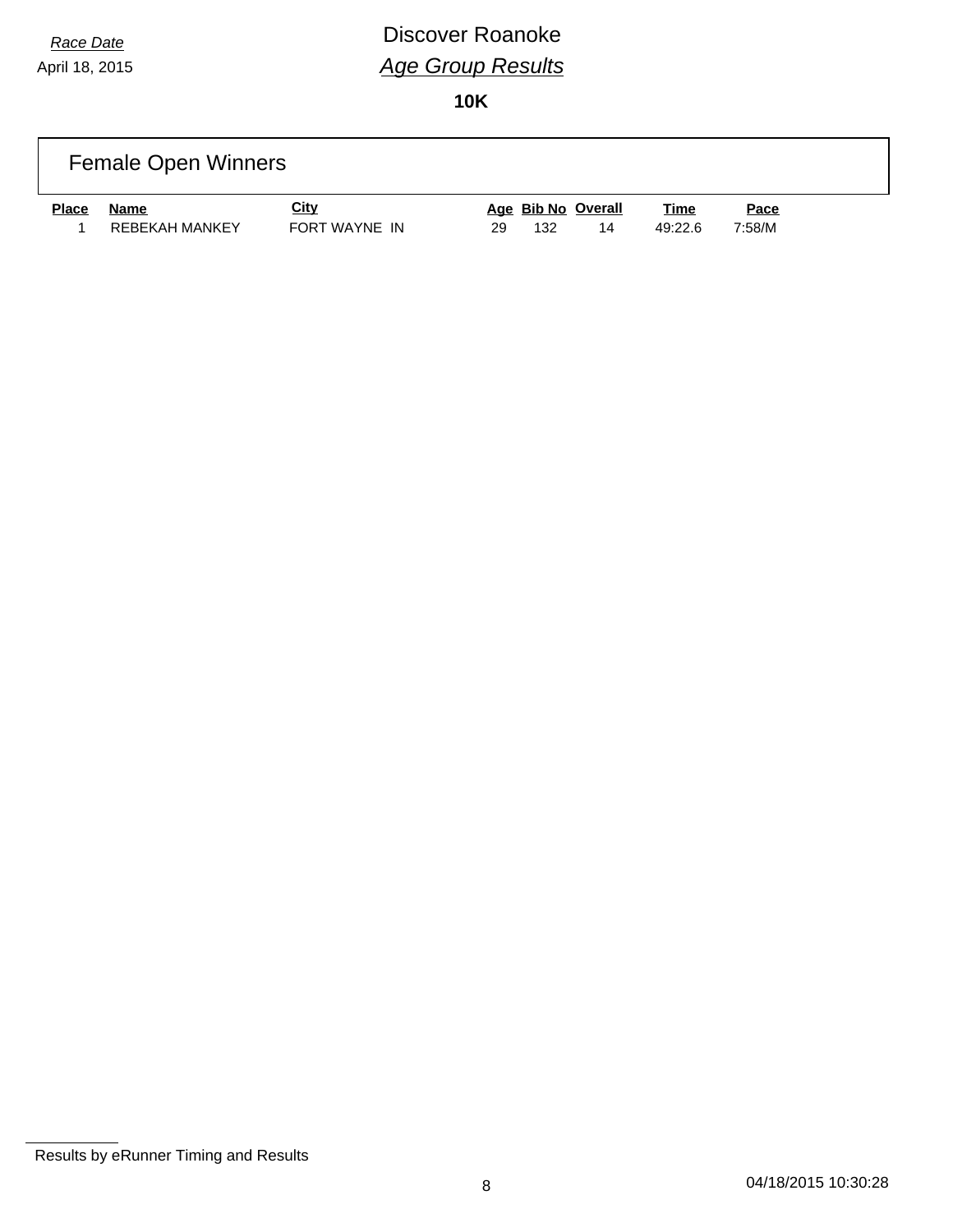*Race Date*

April 18, 2015

# Discover Roanoke

## *Age Group Results*

**10K**

### Female Open Winners

| Place | Name | City | Age | Bib No | Overall | Time | Pace |
|---|---|---|---|---|---|---|---|
| 1 | REBEKAH MANKEY | FORT WAYNE IN | 29 | 132 | 14 | 49:22.6 | 7:58/M |

Results by eRunner Timing and Results

04/18/2015 10:30:28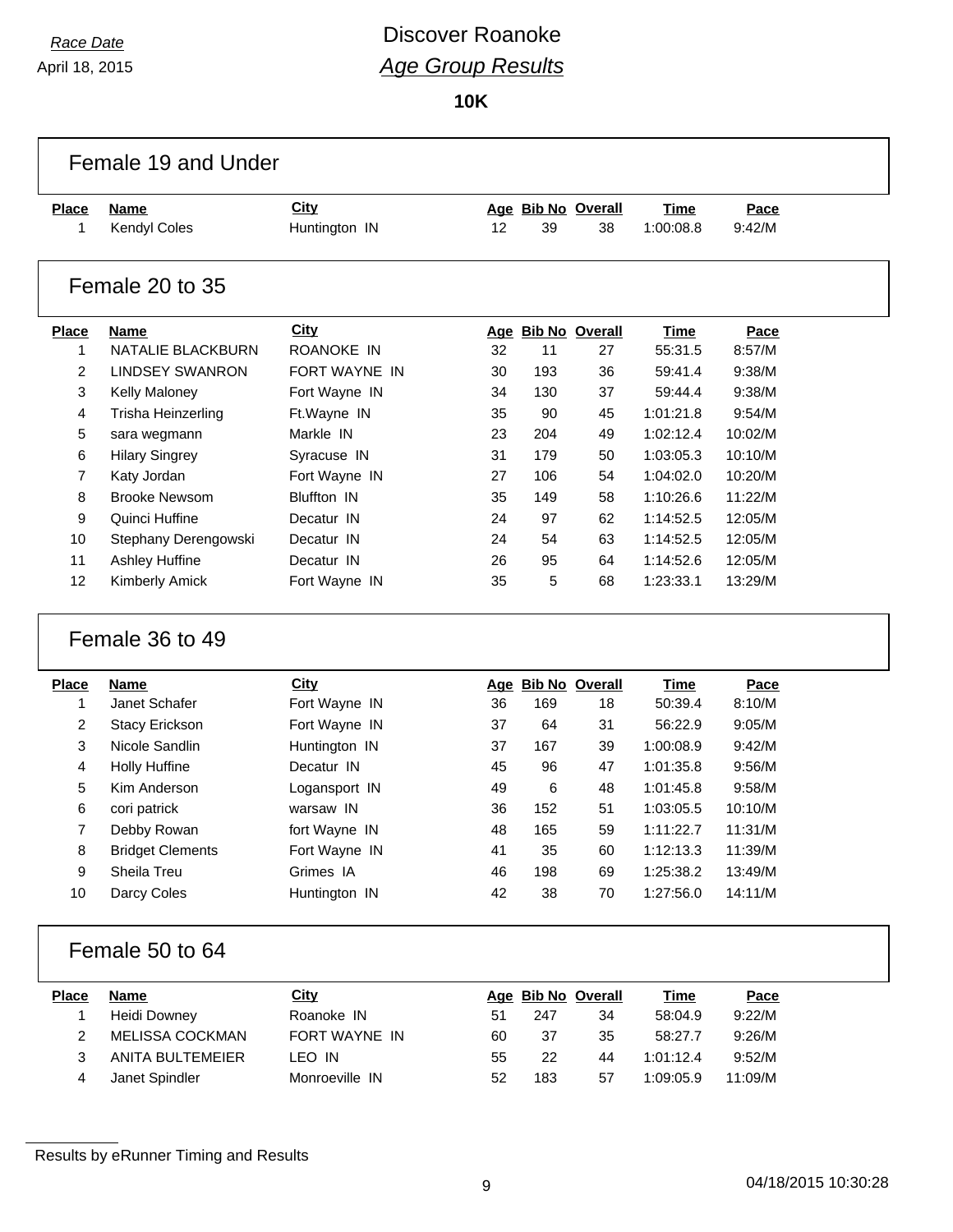*Race Date*
April 18, 2015

# Discover Roanoke
## *Age Group Results*

**10K**

### Female 19 and Under

| Place | Name | City | Age | Bib No | Overall | Time | Pace |
|---|---|---|---|---|---|---|---|
| 1 | Kendyl Coles | Huntington IN | 12 | 39 | 38 | 1:00:08.8 | 9:42/M |

### Female 20 to 35

| Place | Name | City | Age | Bib No | Overall | Time | Pace |
|---|---|---|---|---|---|---|---|
| 1 | NATALIE BLACKBURN | ROANOKE IN | 32 | 11 | 27 | 55:31.5 | 8:57/M |
| 2 | LINDSEY SWANRON | FORT WAYNE IN | 30 | 193 | 36 | 59:41.4 | 9:38/M |
| 3 | Kelly Maloney | Fort Wayne IN | 34 | 130 | 37 | 59:44.4 | 9:38/M |
| 4 | Trisha Heinzerling | Ft.Wayne IN | 35 | 90 | 45 | 1:01:21.8 | 9:54/M |
| 5 | sara wegmann | Markle IN | 23 | 204 | 49 | 1:02:12.4 | 10:02/M |
| 6 | Hilary Singrey | Syracuse IN | 31 | 179 | 50 | 1:03:05.3 | 10:10/M |
| 7 | Katy Jordan | Fort Wayne IN | 27 | 106 | 54 | 1:04:02.0 | 10:20/M |
| 8 | Brooke Newsom | Bluffton IN | 35 | 149 | 58 | 1:10:26.6 | 11:22/M |
| 9 | Quinci Huffine | Decatur IN | 24 | 97 | 62 | 1:14:52.5 | 12:05/M |
| 10 | Stephany Derengowski | Decatur IN | 24 | 54 | 63 | 1:14:52.5 | 12:05/M |
| 11 | Ashley Huffine | Decatur IN | 26 | 95 | 64 | 1:14:52.6 | 12:05/M |
| 12 | Kimberly Amick | Fort Wayne IN | 35 | 5 | 68 | 1:23:33.1 | 13:29/M |

### Female 36 to 49

| Place | Name | City | Age | Bib No | Overall | Time | Pace |
|---|---|---|---|---|---|---|---|
| 1 | Janet Schafer | Fort Wayne IN | 36 | 169 | 18 | 50:39.4 | 8:10/M |
| 2 | Stacy Erickson | Fort Wayne IN | 37 | 64 | 31 | 56:22.9 | 9:05/M |
| 3 | Nicole Sandlin | Huntington IN | 37 | 167 | 39 | 1:00:08.9 | 9:42/M |
| 4 | Holly Huffine | Decatur IN | 45 | 96 | 47 | 1:01:35.8 | 9:56/M |
| 5 | Kim Anderson | Logansport IN | 49 | 6 | 48 | 1:01:45.8 | 9:58/M |
| 6 | cori patrick | warsaw IN | 36 | 152 | 51 | 1:03:05.5 | 10:10/M |
| 7 | Debby Rowan | fort Wayne IN | 48 | 165 | 59 | 1:11:22.7 | 11:31/M |
| 8 | Bridget Clements | Fort Wayne IN | 41 | 35 | 60 | 1:12:13.3 | 11:39/M |
| 9 | Sheila Treu | Grimes IA | 46 | 198 | 69 | 1:25:38.2 | 13:49/M |
| 10 | Darcy Coles | Huntington IN | 42 | 38 | 70 | 1:27:56.0 | 14:11/M |

### Female 50 to 64

| Place | Name | City | Age | Bib No | Overall | Time | Pace |
|---|---|---|---|---|---|---|---|
| 1 | Heidi Downey | Roanoke IN | 51 | 247 | 34 | 58:04.9 | 9:22/M |
| 2 | MELISSA COCKMAN | FORT WAYNE IN | 60 | 37 | 35 | 58:27.7 | 9:26/M |
| 3 | ANITA BULTEMEIER | LEO IN | 55 | 22 | 44 | 1:01:12.4 | 9:52/M |
| 4 | Janet Spindler | Monroeville IN | 52 | 183 | 57 | 1:09:05.9 | 11:09/M |

Results by eRunner Timing and Results

04/18/2015 10:30:28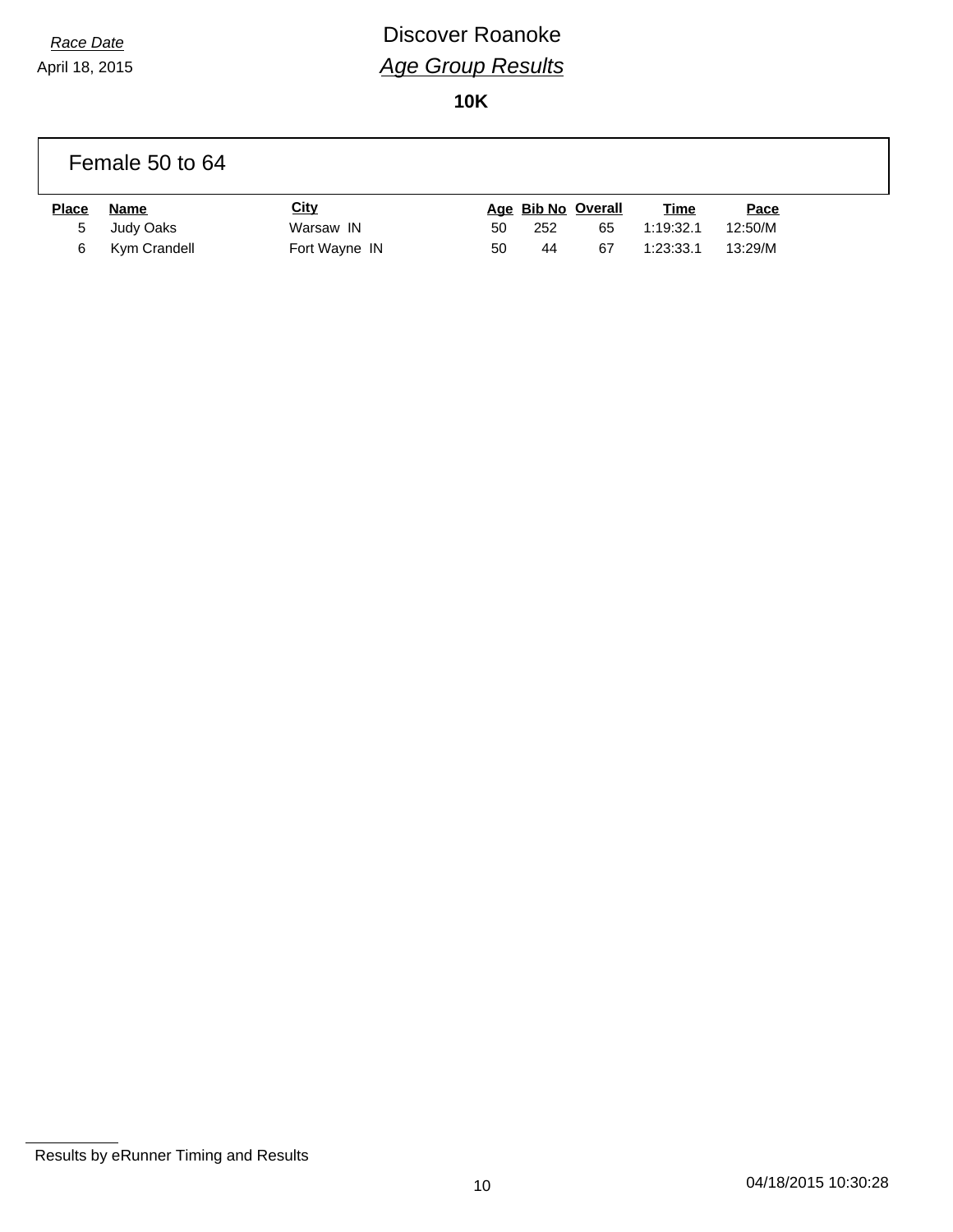*Race Date*
April 18, 2015

# Discover Roanoke

## *Age Group Results*

### 10K

## Female 50 to 64

| Place | Name | City | Age | Bib No | Overall | Time | Pace |
|---|---|---|---|---|---|---|---|
| 5 | Judy Oaks | Warsaw IN | 50 | 252 | 65 | 1:19:32.1 | 12:50/M |
| 6 | Kym Crandell | Fort Wayne IN | 50 | 44 | 67 | 1:23:33.1 | 13:29/M |

Results by eRunner Timing and Results

04/18/2015 10:30:28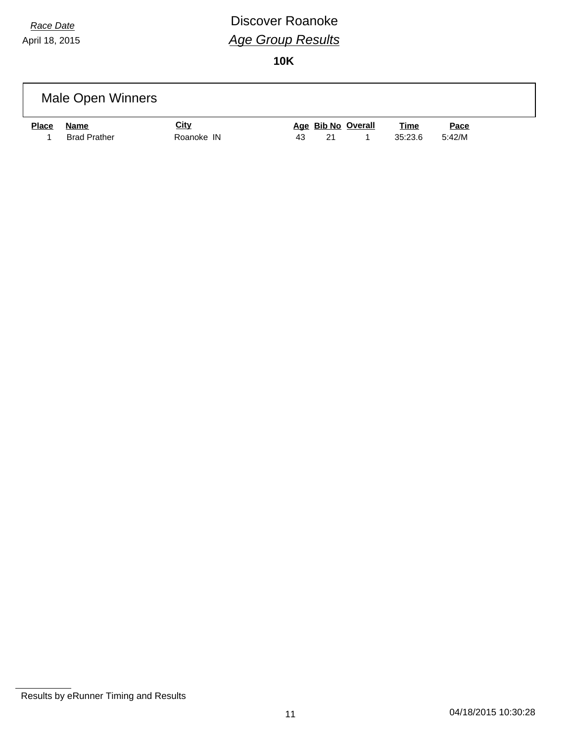*Race Date*
April 18, 2015

# Discover Roanoke
## *Age Group Results*

**10K**

### Male Open Winners

| Place | Name | City | Age | Bib No | Overall | Time | Pace |
|---|---|---|---|---|---|---|---|
| 1 | Brad Prather | Roanoke IN | 43 | 21 | 1 | 35:23.6 | 5:42/M |

Results by eRunner Timing and Results

04/18/2015 10:30:28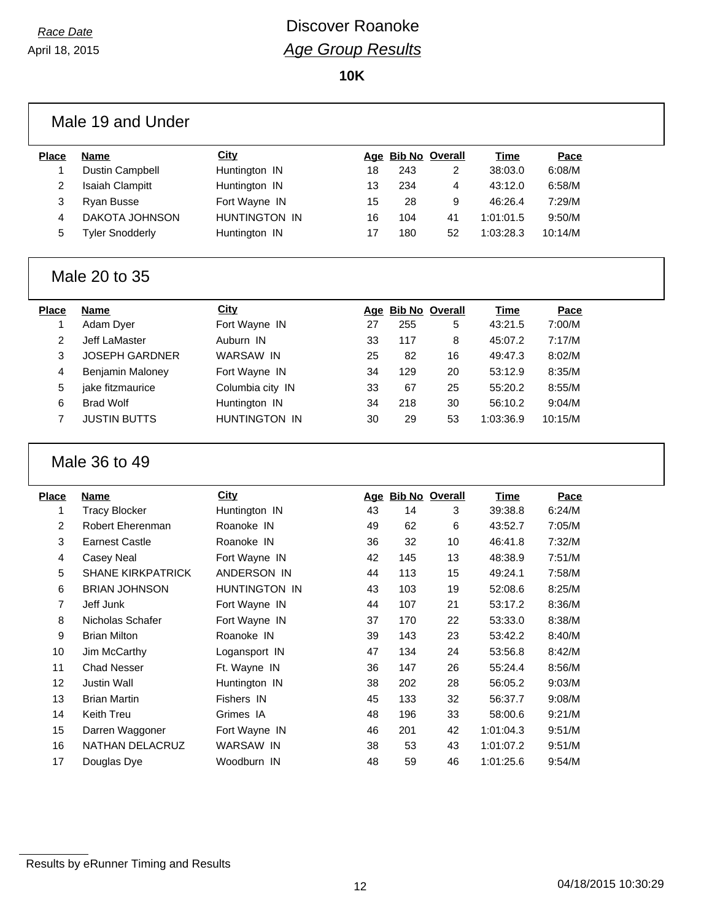*Race Date*
April 18, 2015

# Discover Roanoke
## *Age Group Results*

**10K**

### Male 19 and Under

| Place | Name | City | Age | Bib No | Overall | Time | Pace |
|---|---|---|---|---|---|---|---|
| 1 | Dustin Campbell | Huntington IN | 18 | 243 | 2 | 38:03.0 | 6:08/M |
| 2 | Isaiah Clampitt | Huntington IN | 13 | 234 | 4 | 43:12.0 | 6:58/M |
| 3 | Ryan Busse | Fort Wayne IN | 15 | 28 | 9 | 46:26.4 | 7:29/M |
| 4 | DAKOTA JOHNSON | HUNTINGTON IN | 16 | 104 | 41 | 1:01:01.5 | 9:50/M |
| 5 | Tyler Snodderly | Huntington IN | 17 | 180 | 52 | 1:03:28.3 | 10:14/M |

### Male 20 to 35

| Place | Name | City | Age | Bib No | Overall | Time | Pace |
|---|---|---|---|---|---|---|---|
| 1 | Adam Dyer | Fort Wayne IN | 27 | 255 | 5 | 43:21.5 | 7:00/M |
| 2 | Jeff LaMaster | Auburn IN | 33 | 117 | 8 | 45:07.2 | 7:17/M |
| 3 | JOSEPH GARDNER | WARSAW IN | 25 | 82 | 16 | 49:47.3 | 8:02/M |
| 4 | Benjamin Maloney | Fort Wayne IN | 34 | 129 | 20 | 53:12.9 | 8:35/M |
| 5 | jake fitzmaurice | Columbia city IN | 33 | 67 | 25 | 55:20.2 | 8:55/M |
| 6 | Brad Wolf | Huntington IN | 34 | 218 | 30 | 56:10.2 | 9:04/M |
| 7 | JUSTIN BUTTS | HUNTINGTON IN | 30 | 29 | 53 | 1:03:36.9 | 10:15/M |

### Male 36 to 49

| Place | Name | City | Age | Bib No | Overall | Time | Pace |
|---|---|---|---|---|---|---|---|
| 1 | Tracy Blocker | Huntington IN | 43 | 14 | 3 | 39:38.8 | 6:24/M |
| 2 | Robert Eherenman | Roanoke IN | 49 | 62 | 6 | 43:52.7 | 7:05/M |
| 3 | Earnest Castle | Roanoke IN | 36 | 32 | 10 | 46:41.8 | 7:32/M |
| 4 | Casey Neal | Fort Wayne IN | 42 | 145 | 13 | 48:38.9 | 7:51/M |
| 5 | SHANE KIRKPATRICK | ANDERSON IN | 44 | 113 | 15 | 49:24.1 | 7:58/M |
| 6 | BRIAN JOHNSON | HUNTINGTON IN | 43 | 103 | 19 | 52:08.6 | 8:25/M |
| 7 | Jeff Junk | Fort Wayne IN | 44 | 107 | 21 | 53:17.2 | 8:36/M |
| 8 | Nicholas Schafer | Fort Wayne IN | 37 | 170 | 22 | 53:33.0 | 8:38/M |
| 9 | Brian Milton | Roanoke IN | 39 | 143 | 23 | 53:42.2 | 8:40/M |
| 10 | Jim McCarthy | Logansport IN | 47 | 134 | 24 | 53:56.8 | 8:42/M |
| 11 | Chad Nesser | Ft. Wayne IN | 36 | 147 | 26 | 55:24.4 | 8:56/M |
| 12 | Justin Wall | Huntington IN | 38 | 202 | 28 | 56:05.2 | 9:03/M |
| 13 | Brian Martin | Fishers IN | 45 | 133 | 32 | 56:37.7 | 9:08/M |
| 14 | Keith Treu | Grimes IA | 48 | 196 | 33 | 58:00.6 | 9:21/M |
| 15 | Darren Waggoner | Fort Wayne IN | 46 | 201 | 42 | 1:01:04.3 | 9:51/M |
| 16 | NATHAN DELACRUZ | WARSAW IN | 38 | 53 | 43 | 1:01:07.2 | 9:51/M |
| 17 | Douglas Dye | Woodburn IN | 48 | 59 | 46 | 1:01:25.6 | 9:54/M |

Results by eRunner Timing and Results

04/18/2015 10:30:29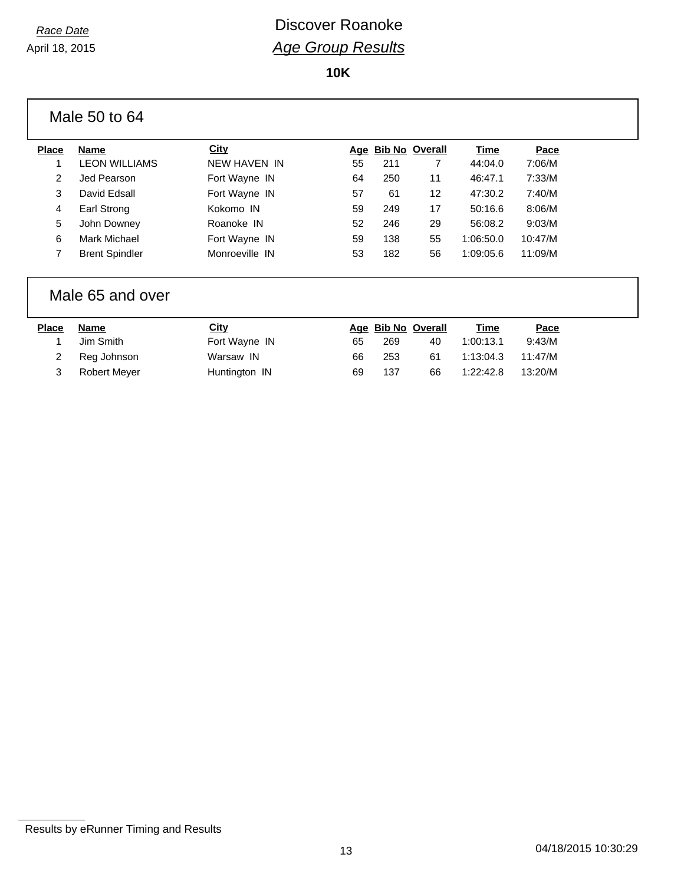*Race Date*

April 18, 2015

# Discover Roanoke

## *Age Group Results*

### 10K

## Male 50 to 64

| Place | Name | City | Age | Bib No | Overall | Time | Pace |
|---|---|---|---|---|---|---|---|
| 1 | LEON WILLIAMS | NEW HAVEN IN | 55 | 211 | 7 | 44:04.0 | 7:06/M |
| 2 | Jed Pearson | Fort Wayne IN | 64 | 250 | 11 | 46:47.1 | 7:33/M |
| 3 | David Edsall | Fort Wayne IN | 57 | 61 | 12 | 47:30.2 | 7:40/M |
| 4 | Earl Strong | Kokomo IN | 59 | 249 | 17 | 50:16.6 | 8:06/M |
| 5 | John Downey | Roanoke IN | 52 | 246 | 29 | 56:08.2 | 9:03/M |
| 6 | Mark Michael | Fort Wayne IN | 59 | 138 | 55 | 1:06:50.0 | 10:47/M |
| 7 | Brent Spindler | Monroeville IN | 53 | 182 | 56 | 1:09:05.6 | 11:09/M |

## Male 65 and over

| Place | Name | City | Age | Bib No | Overall | Time | Pace |
|---|---|---|---|---|---|---|---|
| 1 | Jim Smith | Fort Wayne IN | 65 | 269 | 40 | 1:00:13.1 | 9:43/M |
| 2 | Reg Johnson | Warsaw IN | 66 | 253 | 61 | 1:13:04.3 | 11:47/M |
| 3 | Robert Meyer | Huntington IN | 69 | 137 | 66 | 1:22:42.8 | 13:20/M |

Results by eRunner Timing and Results

04/18/2015 10:30:29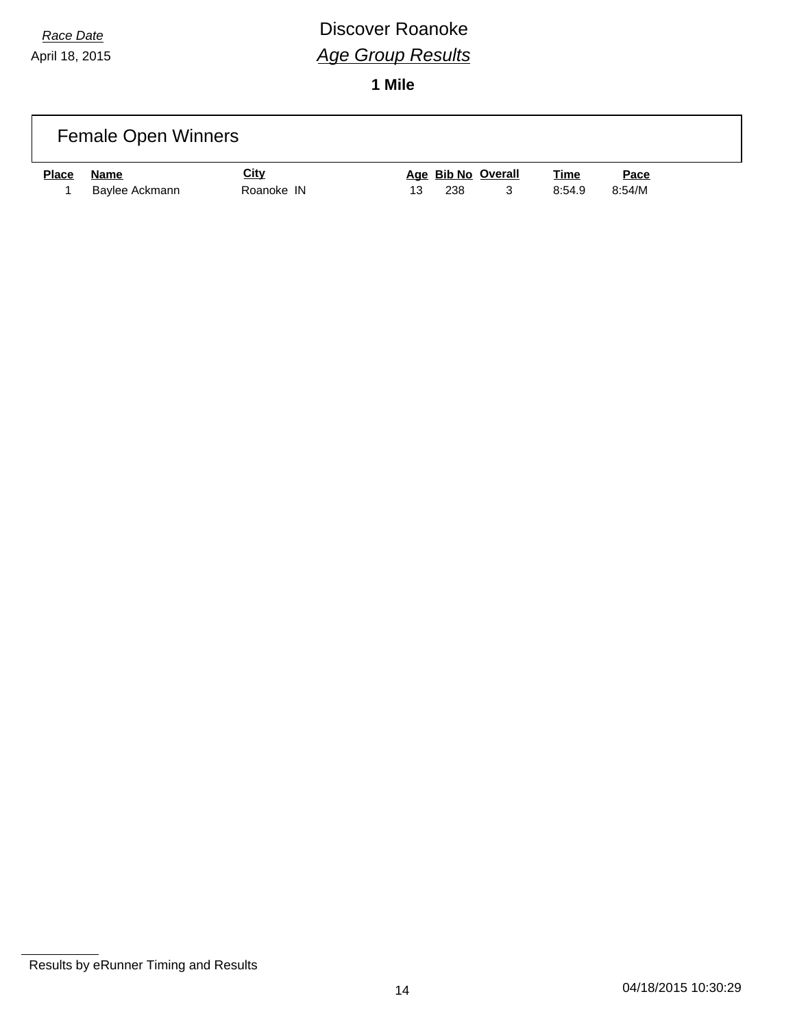*Race Date*
April 18, 2015

# Discover Roanoke

## *Age Group Results*

**1 Mile**

### Female Open Winners

| Place | Name | City | Age | Bib No | Overall | Time | Pace |
|---|---|---|---|---|---|---|---|
| 1 | Baylee Ackmann | Roanoke IN | 13 | 238 | 3 | 8:54.9 | 8:54/M |

Results by eRunner Timing and Results

04/18/2015 10:30:29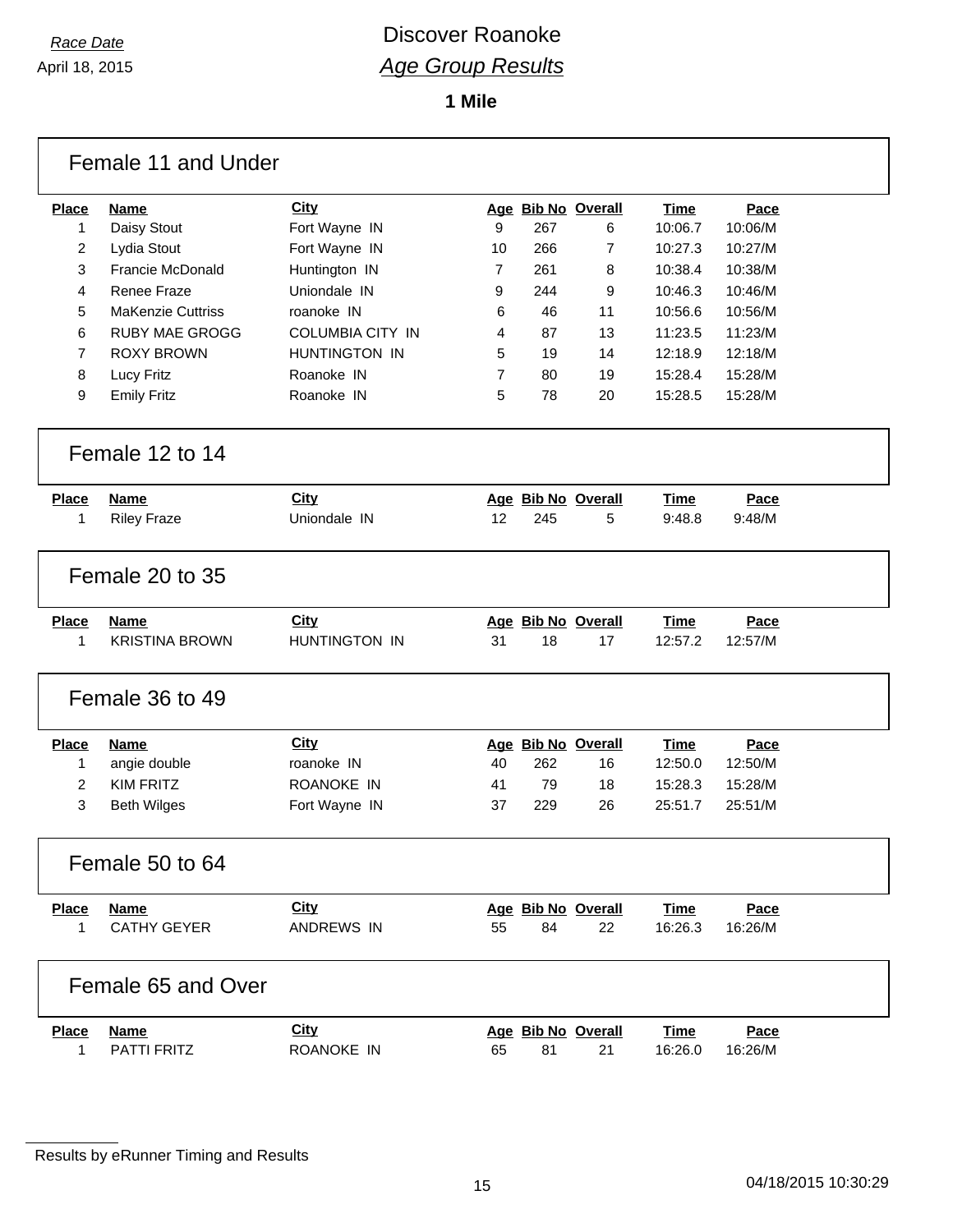*Race Date*
April 18, 2015

# Discover Roanoke
## *Age Group Results*

**1 Mile**

### Female 11 and Under

| Place | Name | City | Age | Bib No | Overall | Time | Pace |
|---|---|---|---|---|---|---|---|
| 1 | Daisy Stout | Fort Wayne IN | 9 | 267 | 6 | 10:06.7 | 10:06/M |
| 2 | Lydia Stout | Fort Wayne IN | 10 | 266 | 7 | 10:27.3 | 10:27/M |
| 3 | Francie McDonald | Huntington IN | 7 | 261 | 8 | 10:38.4 | 10:38/M |
| 4 | Renee Fraze | Uniondale IN | 9 | 244 | 9 | 10:46.3 | 10:46/M |
| 5 | MaKenzie Cuttriss | roanoke IN | 6 | 46 | 11 | 10:56.6 | 10:56/M |
| 6 | RUBY MAE GROGG | COLUMBIA CITY IN | 4 | 87 | 13 | 11:23.5 | 11:23/M |
| 7 | ROXY BROWN | HUNTINGTON IN | 5 | 19 | 14 | 12:18.9 | 12:18/M |
| 8 | Lucy Fritz | Roanoke IN | 7 | 80 | 19 | 15:28.4 | 15:28/M |
| 9 | Emily Fritz | Roanoke IN | 5 | 78 | 20 | 15:28.5 | 15:28/M |

### Female 12 to 14

| Place | Name | City | Age | Bib No | Overall | Time | Pace |
|---|---|---|---|---|---|---|---|
| 1 | Riley Fraze | Uniondale IN | 12 | 245 | 5 | 9:48.8 | 9:48/M |

### Female 20 to 35

| Place | Name | City | Age | Bib No | Overall | Time | Pace |
|---|---|---|---|---|---|---|---|
| 1 | KRISTINA BROWN | HUNTINGTON IN | 31 | 18 | 17 | 12:57.2 | 12:57/M |

### Female 36 to 49

| Place | Name | City | Age | Bib No | Overall | Time | Pace |
|---|---|---|---|---|---|---|---|
| 1 | angie double | roanoke IN | 40 | 262 | 16 | 12:50.0 | 12:50/M |
| 2 | KIM FRITZ | ROANOKE IN | 41 | 79 | 18 | 15:28.3 | 15:28/M |
| 3 | Beth Wilges | Fort Wayne IN | 37 | 229 | 26 | 25:51.7 | 25:51/M |

### Female 50 to 64

| Place | Name | City | Age | Bib No | Overall | Time | Pace |
|---|---|---|---|---|---|---|---|
| 1 | CATHY GEYER | ANDREWS IN | 55 | 84 | 22 | 16:26.3 | 16:26/M |

### Female 65 and Over

| Place | Name | City | Age | Bib No | Overall | Time | Pace |
|---|---|---|---|---|---|---|---|
| 1 | PATTI FRITZ | ROANOKE IN | 65 | 81 | 21 | 16:26.0 | 16:26/M |

Results by eRunner Timing and Results

04/18/2015 10:30:29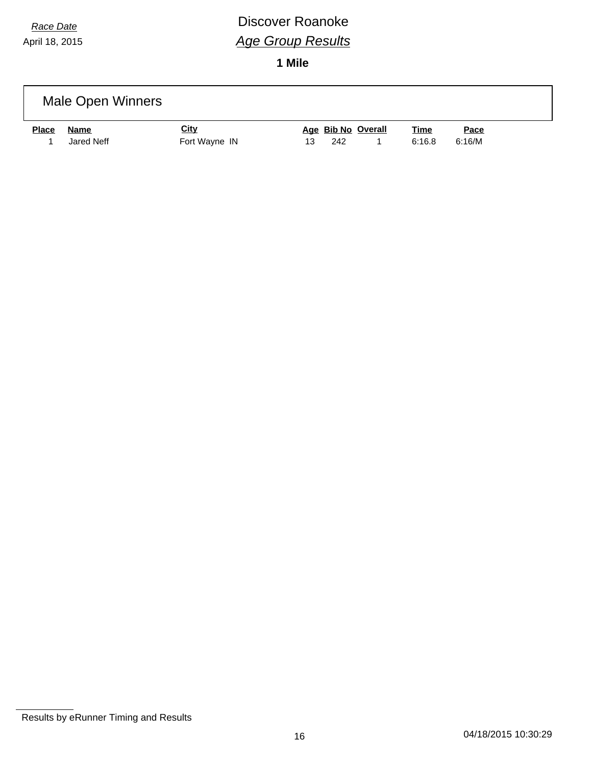*Race Date*

April 18, 2015

# Discover Roanoke

## *Age Group Results*

### 1 Mile

## Male Open Winners

| Place | Name | City | Age | Bib No | Overall | Time | Pace |
|---|---|---|---|---|---|---|---|
| 1 | Jared Neff | Fort Wayne IN | 13 | 242 | 1 | 6:16.8 | 6:16/M |

Results by eRunner Timing and Results

04/18/2015 10:30:29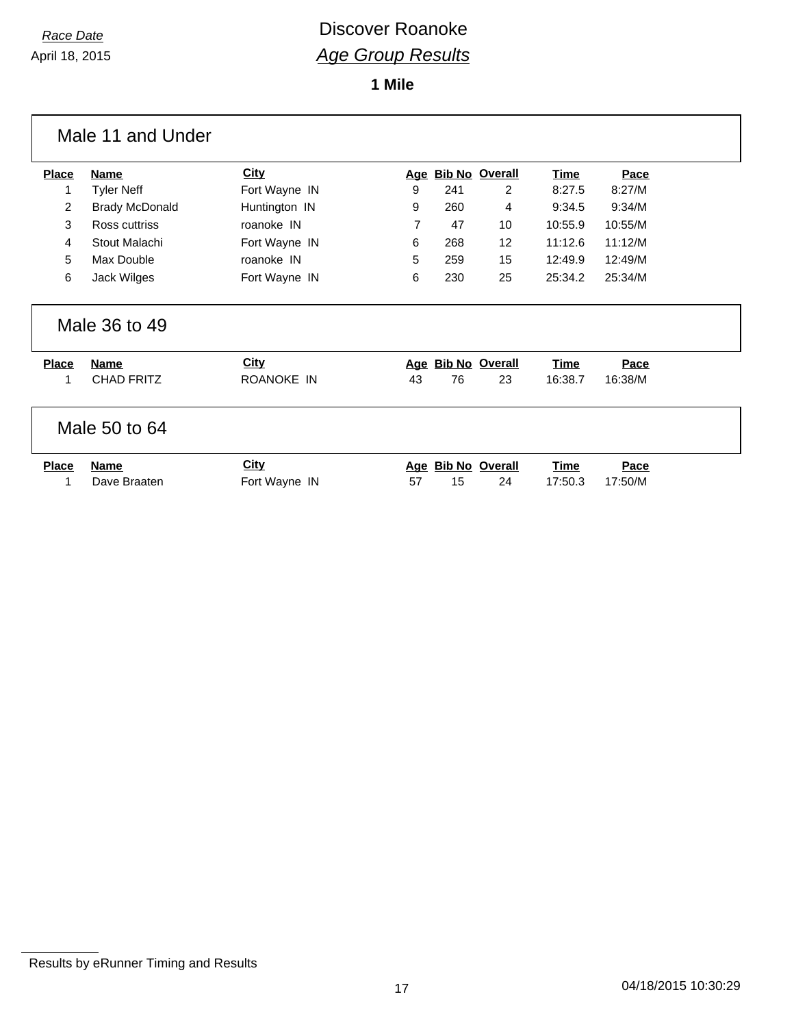*Race Date*

April 18, 2015

# Discover Roanoke

## *Age Group Results*

**1 Mile**

### Male 11 and Under

| Place | Name | City | Age | Bib No | Overall | Time | Pace |
|---|---|---|---|---|---|---|---|
| 1 | Tyler Neff | Fort Wayne IN | 9 | 241 | 2 | 8:27.5 | 8:27/M |
| 2 | Brady McDonald | Huntington IN | 9 | 260 | 4 | 9:34.5 | 9:34/M |
| 3 | Ross cuttriss | roanoke IN | 7 | 47 | 10 | 10:55.9 | 10:55/M |
| 4 | Stout Malachi | Fort Wayne IN | 6 | 268 | 12 | 11:12.6 | 11:12/M |
| 5 | Max Double | roanoke IN | 5 | 259 | 15 | 12:49.9 | 12:49/M |
| 6 | Jack Wilges | Fort Wayne IN | 6 | 230 | 25 | 25:34.2 | 25:34/M |

### Male 36 to 49

| Place | Name | City | Age | Bib No | Overall | Time | Pace |
|---|---|---|---|---|---|---|---|
| 1 | CHAD FRITZ | ROANOKE IN | 43 | 76 | 23 | 16:38.7 | 16:38/M |

### Male 50 to 64

| Place | Name | City | Age | Bib No | Overall | Time | Pace |
|---|---|---|---|---|---|---|---|
| 1 | Dave Braaten | Fort Wayne IN | 57 | 15 | 24 | 17:50.3 | 17:50/M |

Results by eRunner Timing and Results

04/18/2015 10:30:29